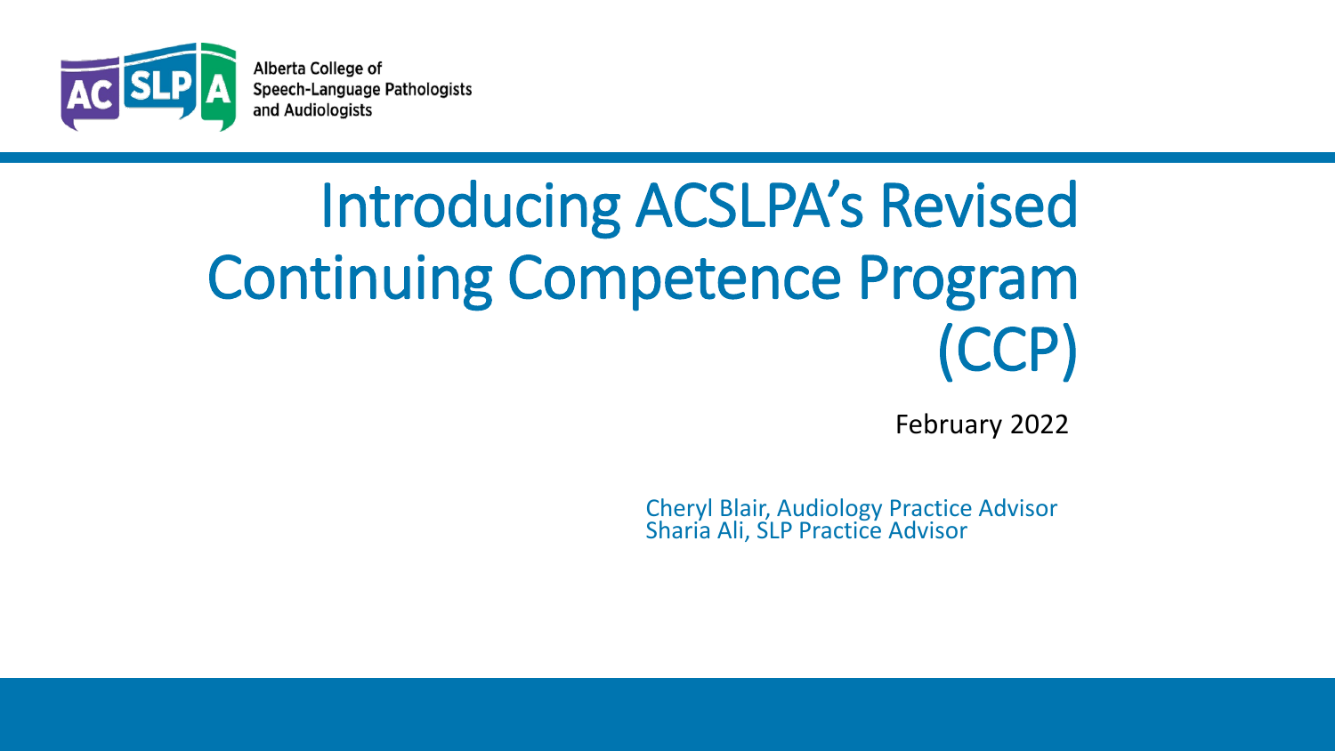Alberta College of
Speech-Language Pathologists
and Audiologists

# Introducing ACSLPA's Revised Continuing Competence Program (CCP)

February 2022

Cheryl Blair, Audiology Practice Advisor
Sharia Ali, SLP Practice Advisor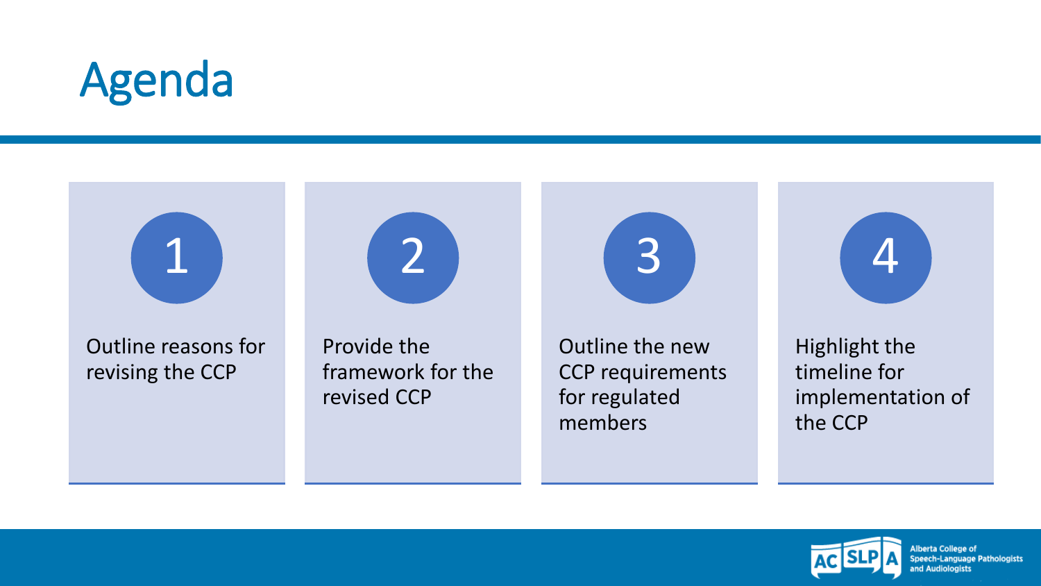# Agenda

1. Outline reasons for revising the CCP
2. Provide the framework for the revised CCP
3. Outline the new CCP requirements for regulated members
4. Highlight the timeline for implementation of the CCP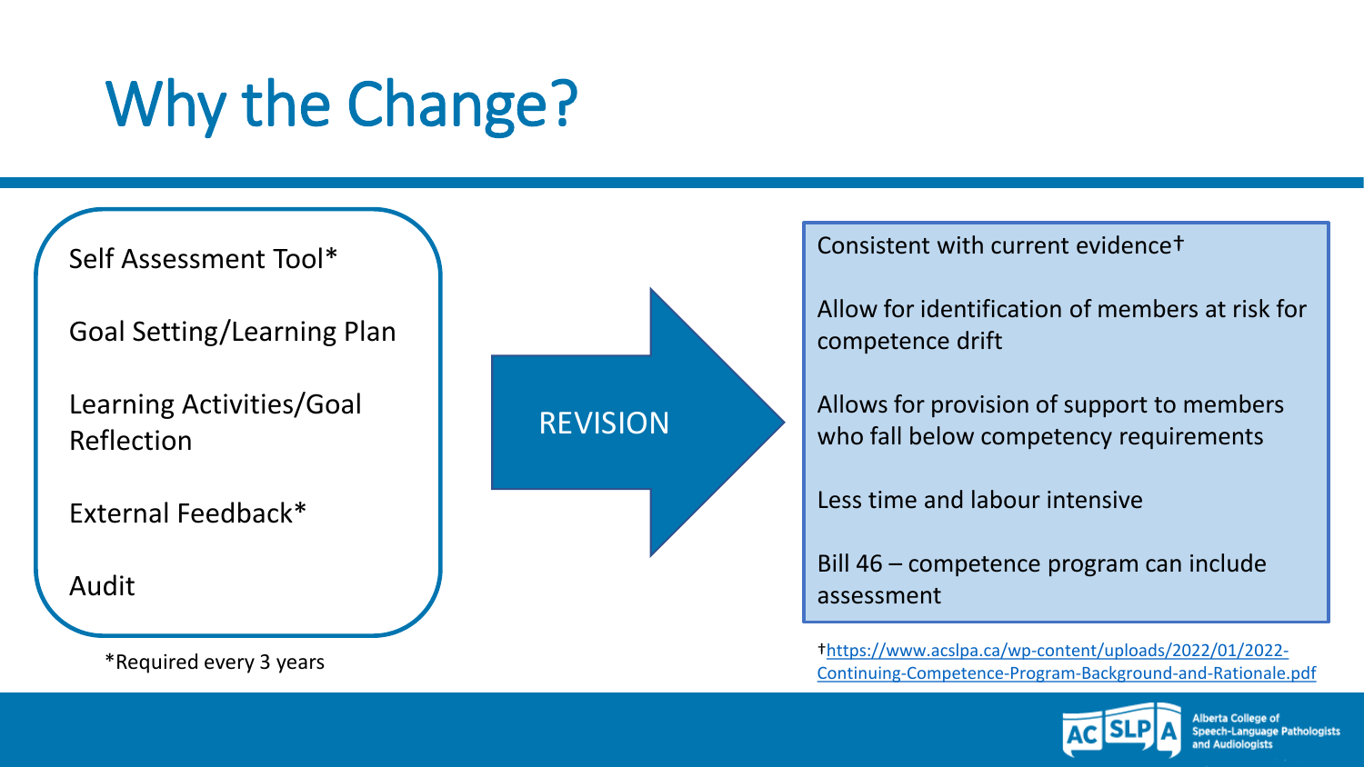# Why the Change?

Self Assessment Tool*

Goal Setting/Learning Plan

Learning Activities/Goal Reflection

External Feedback*

Audit

*Required every 3 years

REVISION

Consistent with current evidence†

Allow for identification of members at risk for competence drift

Allows for provision of support to members who fall below competency requirements

Less time and labour intensive

Bill 46 – competence program can include assessment

†https://www.acslpa.ca/wp-content/uploads/2022/01/2022-Continuing-Competence-Program-Background-and-Rationale.pdf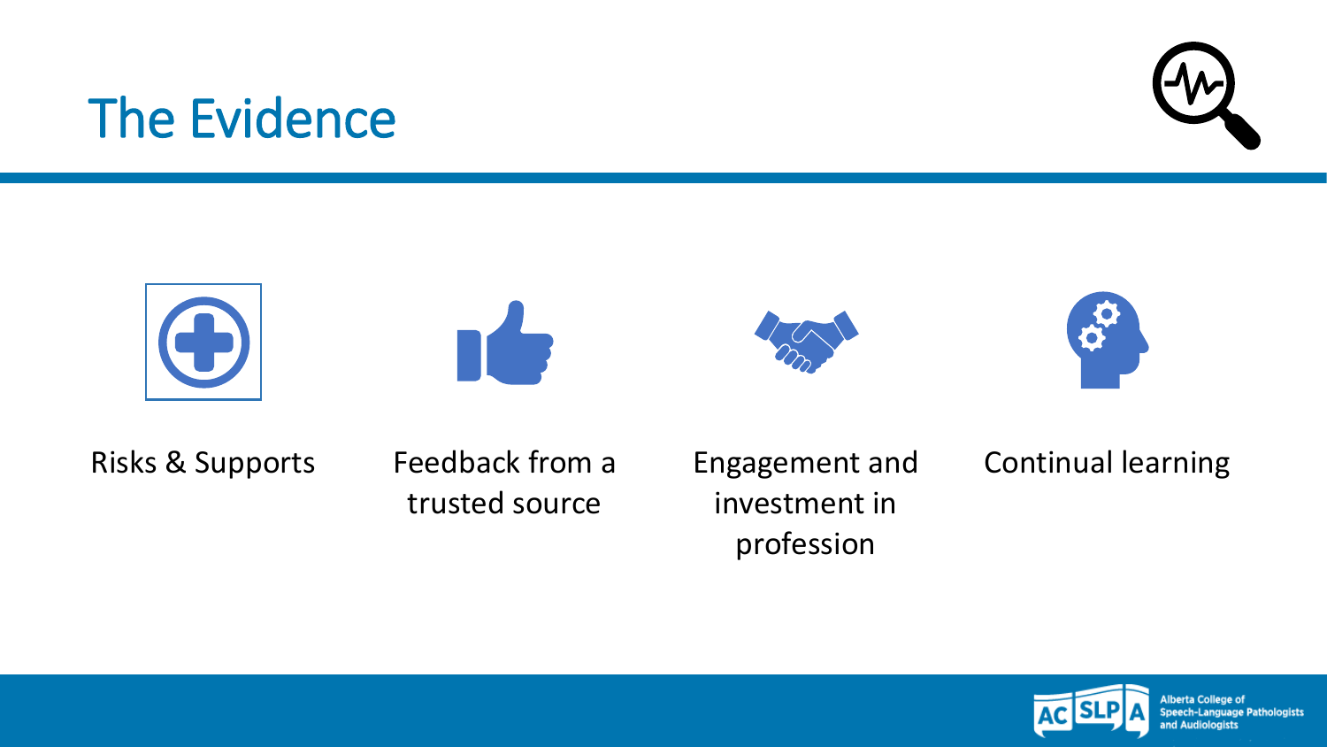# The Evidence

- Risks & Supports
- Feedback from a trusted source
- Engagement and investment in profession
- Continual learning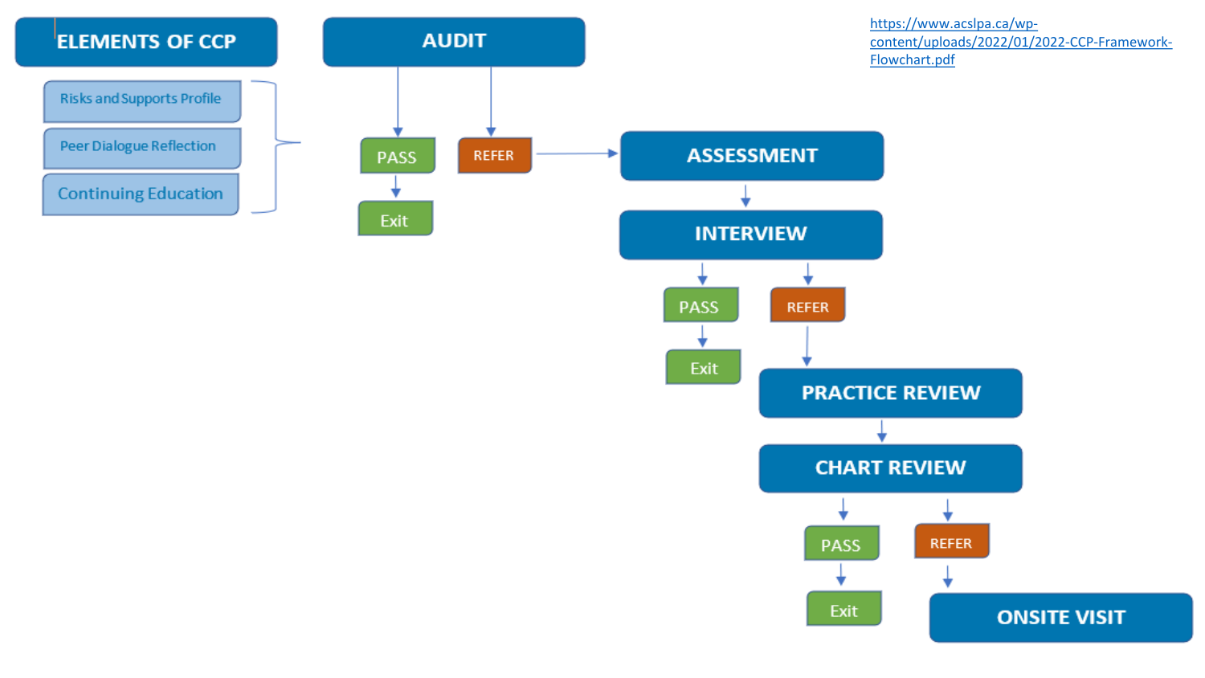https://www.acslpa.ca/wp-content/uploads/2022/01/2022-CCP-Framework-Flowchart.pdf

## ELEMENTS OF CCP

- Risks and Supports Profile
- Peer Dialogue Reflection
- Continuing Education

## AUDIT

- PASS → Exit
- REFER → ASSESSMENT

## ASSESSMENT

↓

## INTERVIEW

- PASS → Exit
- REFER → PRACTICE REVIEW

## PRACTICE REVIEW

↓

## CHART REVIEW

- PASS → Exit
- REFER → ONSITE VISIT

## ONSITE VISIT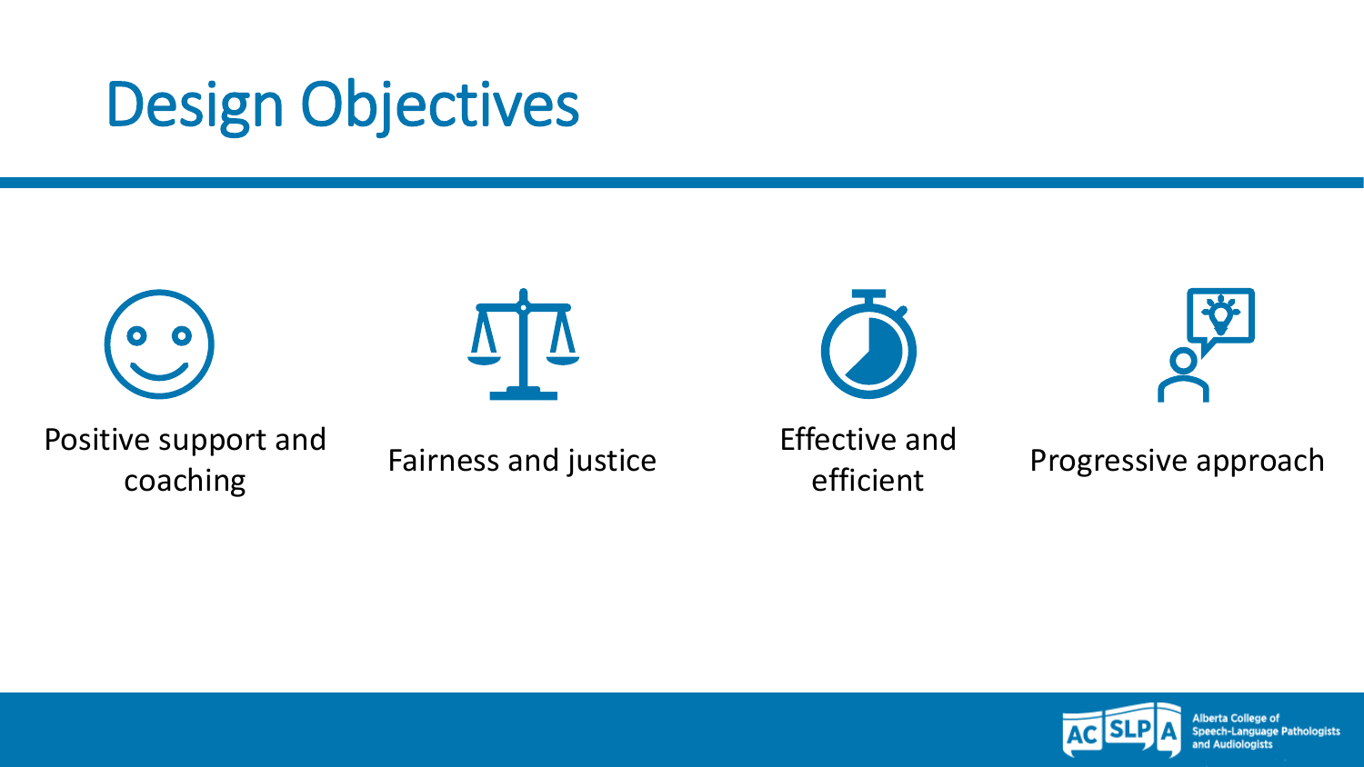# Design Objectives

Positive support and coaching

Fairness and justice

Effective and efficient

Progressive approach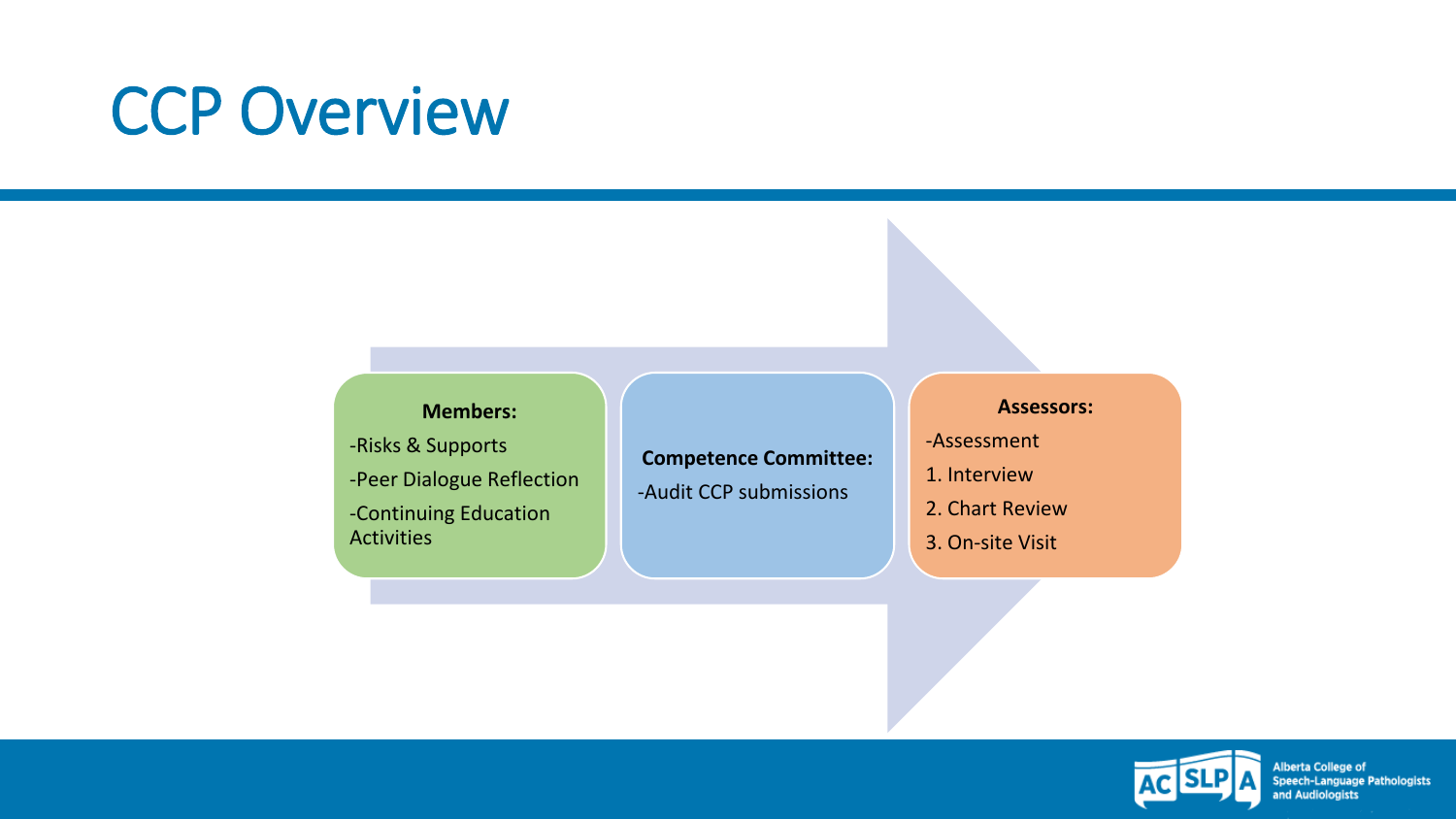# CCP Overview

**Members:**

-Risks & Supports

-Peer Dialogue Reflection

-Continuing Education Activities

**Competence Committee:**

-Audit CCP submissions

**Assessors:**

-Assessment

1. Interview
2. Chart Review
3. On-site Visit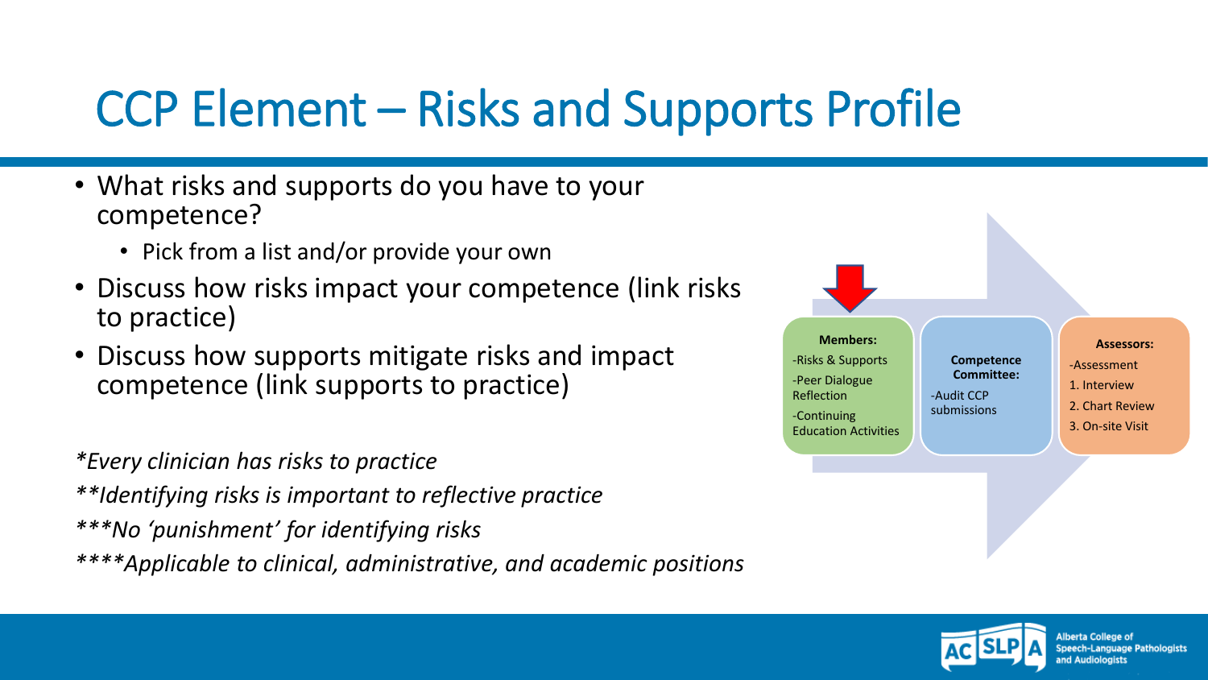# CCP Element – Risks and Supports Profile

- What risks and supports do you have to your competence?
  - Pick from a list and/or provide your own
- Discuss how risks impact your competence (link risks to practice)
- Discuss how supports mitigate risks and impact competence (link supports to practice)

**Members:**
-Risks & Supports
-Peer Dialogue Reflection
-Continuing Education Activities

**Competence Committee:**
-Audit CCP submissions

**Assessors:**
-Assessment
1. Interview
2. Chart Review
3. On-site Visit

*\*Every clinician has risks to practice*

*\*\*Identifying risks is important to reflective practice*

*\*\*\*No 'punishment' for identifying risks*

*\*\*\*\*Applicable to clinical, administrative, and academic positions*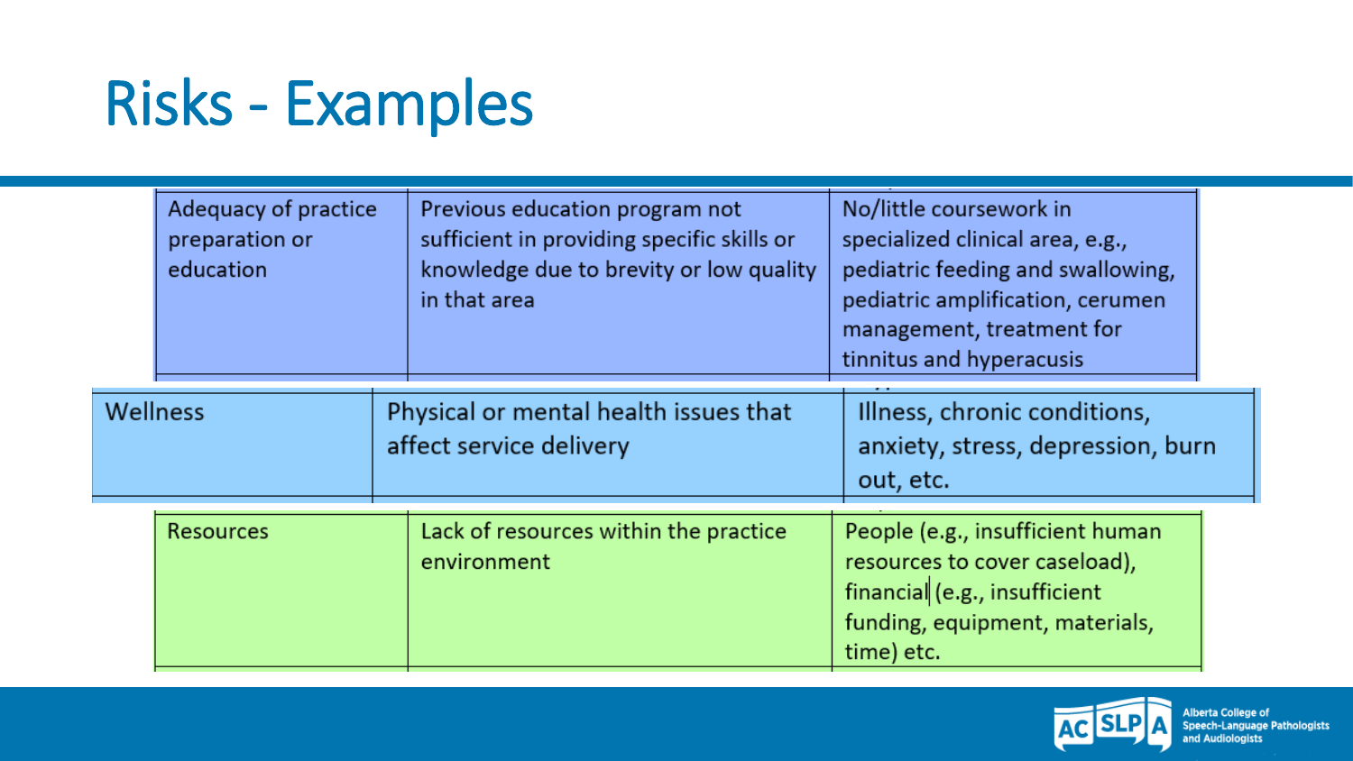# Risks - Examples

| | | |
|---|---|---|
| Adequacy of practice preparation or education | Previous education program not sufficient in providing specific skills or knowledge due to brevity or low quality in that area | No/little coursework in specialized clinical area, e.g., pediatric feeding and swallowing, pediatric amplification, cerumen management, treatment for tinnitus and hyperacusis |
| Wellness | Physical or mental health issues that affect service delivery | Illness, chronic conditions, anxiety, stress, depression, burn out, etc. |
| Resources | Lack of resources within the practice environment | People (e.g., insufficient human resources to cover caseload), financial (e.g., insufficient funding, equipment, materials, time) etc. |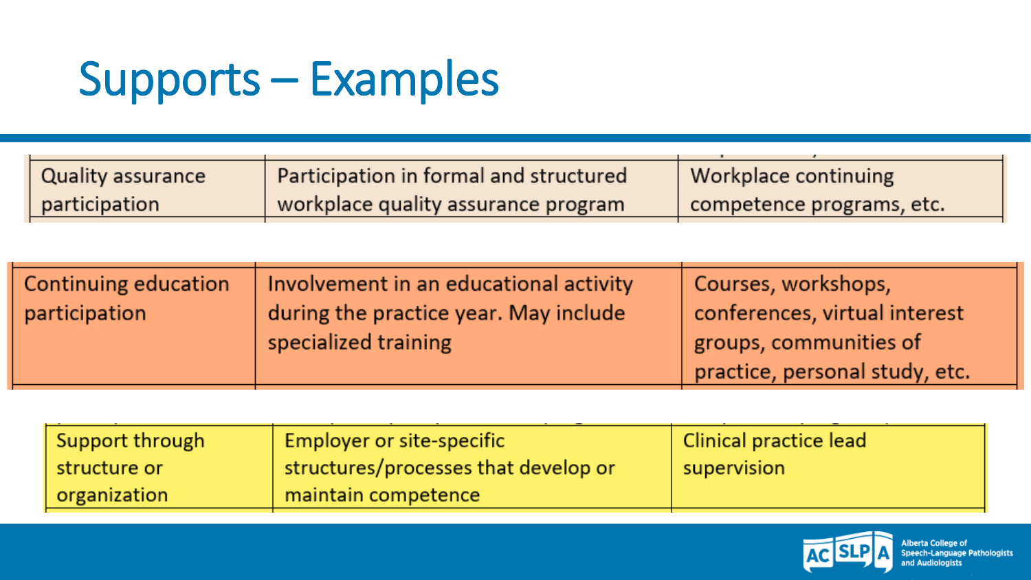# Supports – Examples

| | | |
|---|---|---|
| Quality assurance participation | Participation in formal and structured workplace quality assurance program | Workplace continuing competence programs, etc. |
| Continuing education participation | Involvement in an educational activity during the practice year. May include specialized training | Courses, workshops, conferences, virtual interest groups, communities of practice, personal study, etc. |
| Support through structure or organization | Employer or site-specific structures/processes that develop or maintain competence | Clinical practice lead supervision |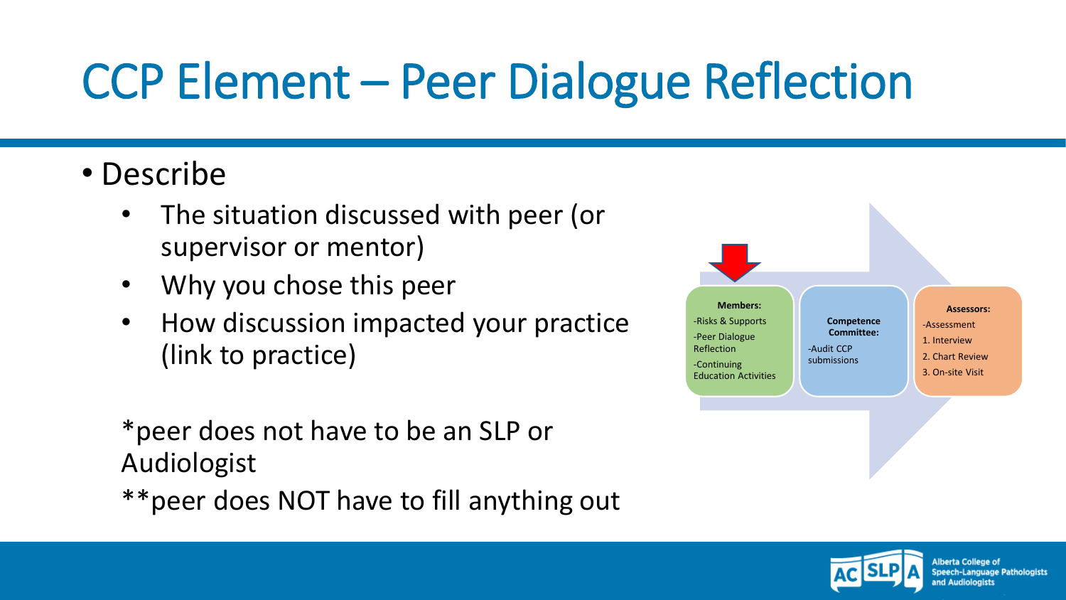# CCP Element – Peer Dialogue Reflection

- Describe
  - The situation discussed with peer (or supervisor or mentor)
  - Why you chose this peer
  - How discussion impacted your practice (link to practice)

*peer does not have to be an SLP or Audiologist

**peer does NOT have to fill anything out

**Members:**
-Risks & Supports
-Peer Dialogue Reflection
-Continuing Education Activities

**Competence Committee:**
-Audit CCP submissions

**Assessors:**
-Assessment
1. Interview
2. Chart Review
3. On-site Visit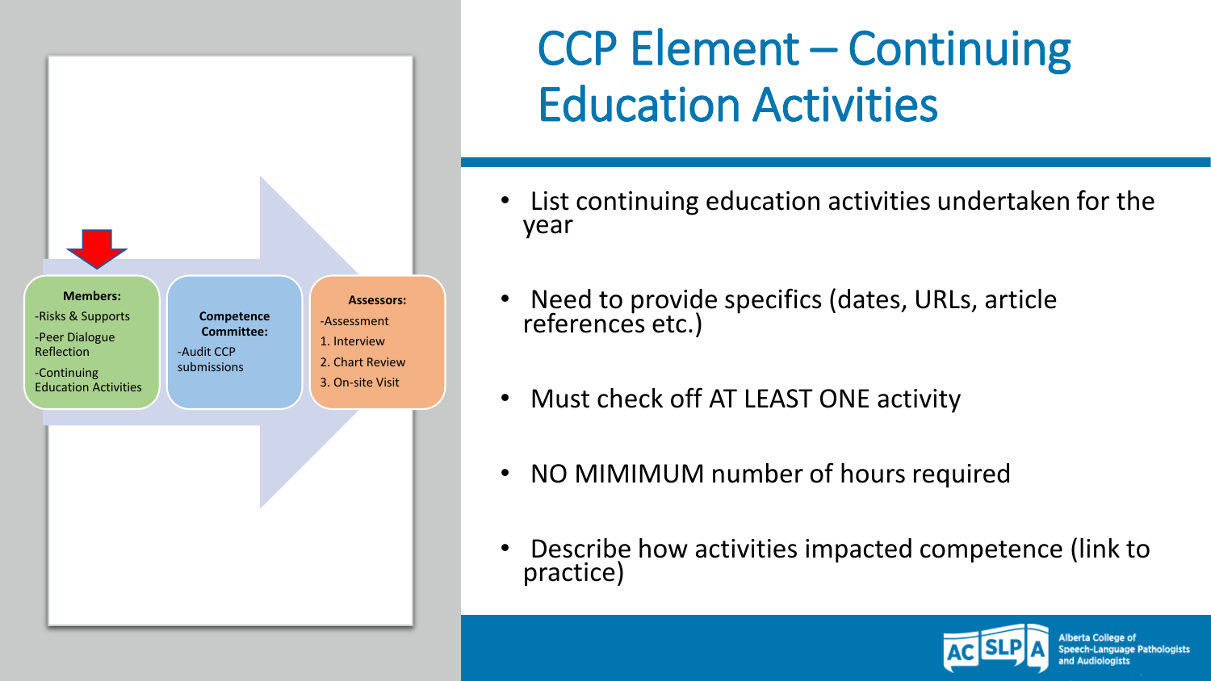# CCP Element – Continuing Education Activities

**Members:**
- Risks & Supports
- Peer Dialogue Reflection
- Continuing Education Activities

**Competence Committee:**
- Audit CCP submissions

**Assessors:**
- Assessment
1. Interview
2. Chart Review
3. On-site Visit

- List continuing education activities undertaken for the year
- Need to provide specifics (dates, URLs, article references etc.)
- Must check off AT LEAST ONE activity
- NO MIMIMUM number of hours required
- Describe how activities impacted competence (link to practice)

Alberta College of Speech-Language Pathologists and Audiologists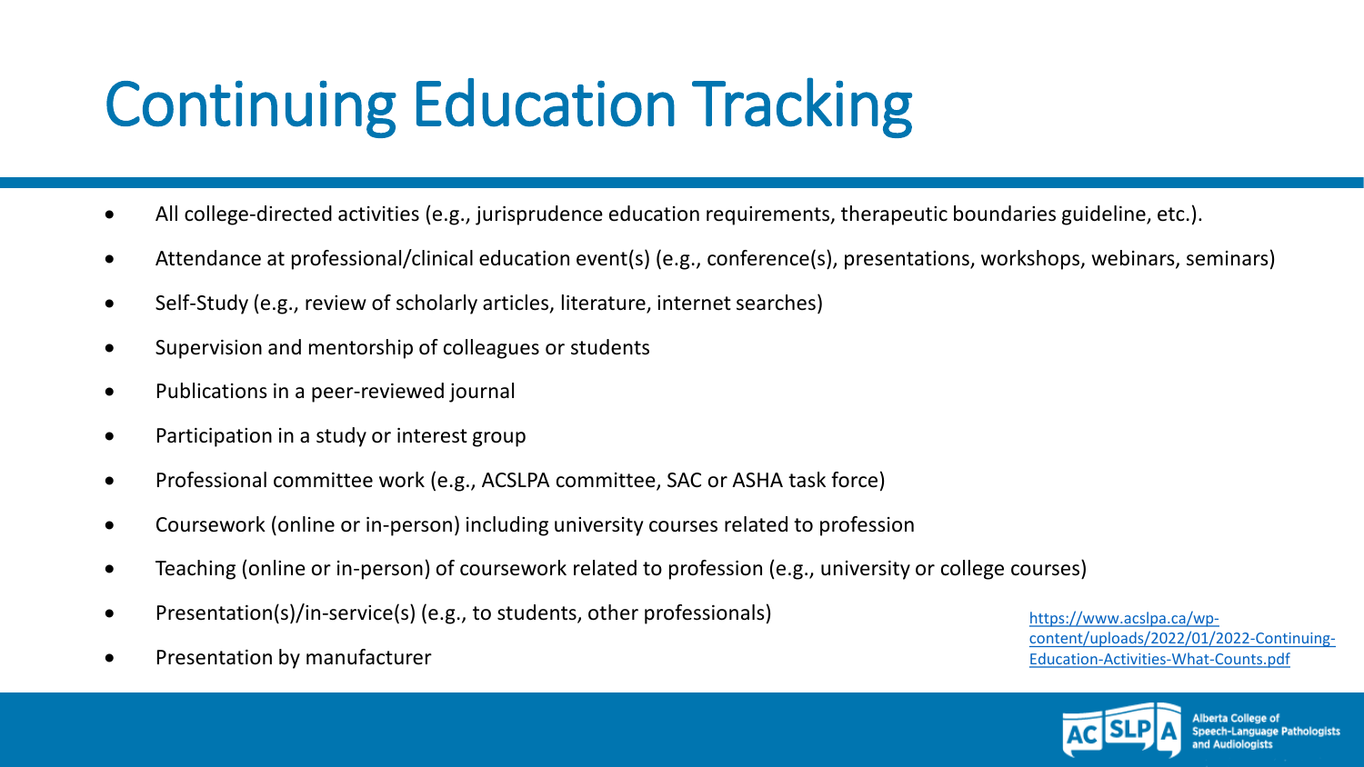# Continuing Education Tracking

- All college-directed activities (e.g., jurisprudence education requirements, therapeutic boundaries guideline, etc.).
- Attendance at professional/clinical education event(s) (e.g., conference(s), presentations, workshops, webinars, seminars)
- Self-Study (e.g., review of scholarly articles, literature, internet searches)
- Supervision and mentorship of colleagues or students
- Publications in a peer-reviewed journal
- Participation in a study or interest group
- Professional committee work (e.g., ACSLPA committee, SAC or ASHA task force)
- Coursework (online or in-person) including university courses related to profession
- Teaching (online or in-person) of coursework related to profession (e.g., university or college courses)
- Presentation(s)/in-service(s) (e.g., to students, other professionals)
- Presentation by manufacturer

https://www.acslpa.ca/wp-content/uploads/2022/01/2022-Continuing-Education-Activities-What-Counts.pdf

Alberta College of Speech-Language Pathologists and Audiologists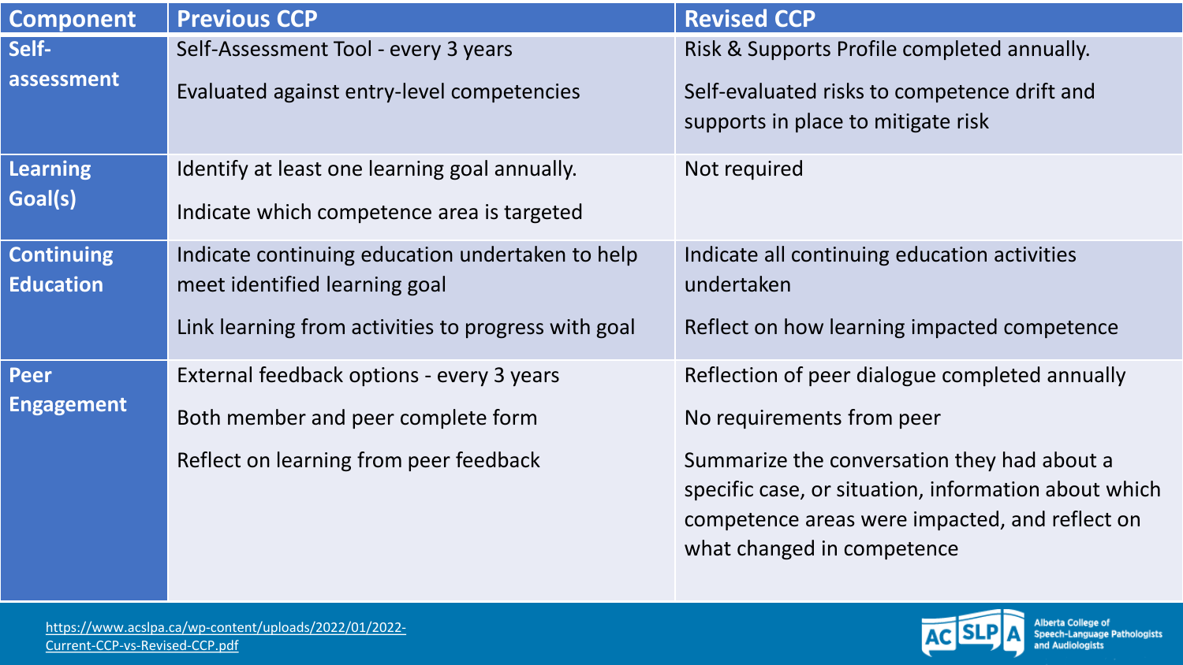| Component | Previous CCP | Revised CCP |
| --- | --- | --- |
| Self-assessment | Self-Assessment Tool - every 3 years<br><br>Evaluated against entry-level competencies | Risk & Supports Profile completed annually.<br><br>Self-evaluated risks to competence drift and supports in place to mitigate risk |
| Learning Goal(s) | Identify at least one learning goal annually.<br><br>Indicate which competence area is targeted | Not required |
| Continuing Education | Indicate continuing education undertaken to help meet identified learning goal<br><br>Link learning from activities to progress with goal | Indicate all continuing education activities undertaken<br><br>Reflect on how learning impacted competence |
| Peer Engagement | External feedback options - every 3 years<br><br>Both member and peer complete form<br><br>Reflect on learning from peer feedback | Reflection of peer dialogue completed annually<br><br>No requirements from peer<br><br>Summarize the conversation they had about a specific case, or situation, information about which competence areas were impacted, and reflect on what changed in competence |

https://www.acslpa.ca/wp-content/uploads/2022/01/2022-Current-CCP-vs-Revised-CCP.pdf

Alberta College of Speech-Language Pathologists and Audiologists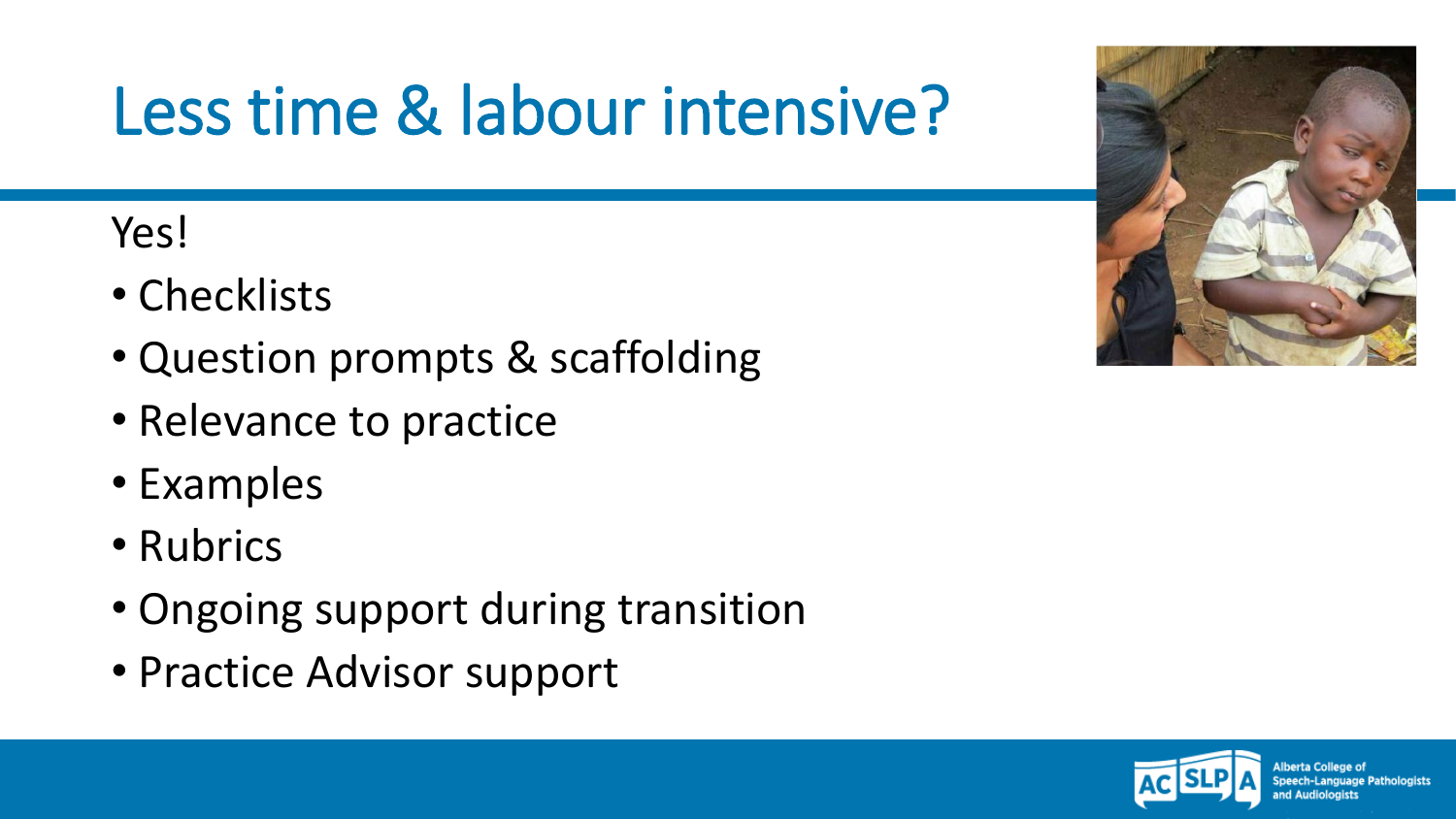# Less time & labour intensive?

Yes!

- Checklists
- Question prompts & scaffolding
- Relevance to practice
- Examples
- Rubrics
- Ongoing support during transition
- Practice Advisor support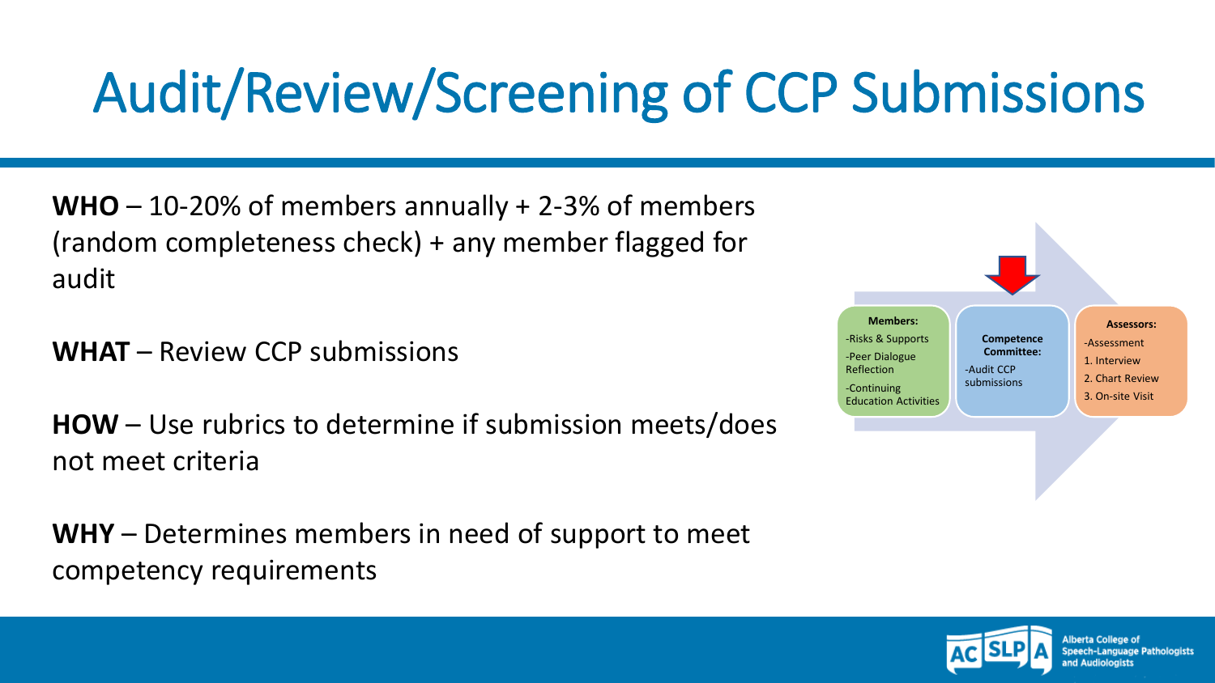# Audit/Review/Screening of CCP Submissions

**WHO** – 10-20% of members annually + 2-3% of members (random completeness check) + any member flagged for audit

**WHAT** – Review CCP submissions

**HOW** – Use rubrics to determine if submission meets/does not meet criteria

**WHY** – Determines members in need of support to meet competency requirements

**Members:**
-Risks & Supports
-Peer Dialogue Reflection
-Continuing Education Activities

**Competence Committee:**
-Audit CCP submissions

**Assessors:**
-Assessment
1. Interview
2. Chart Review
3. On-site Visit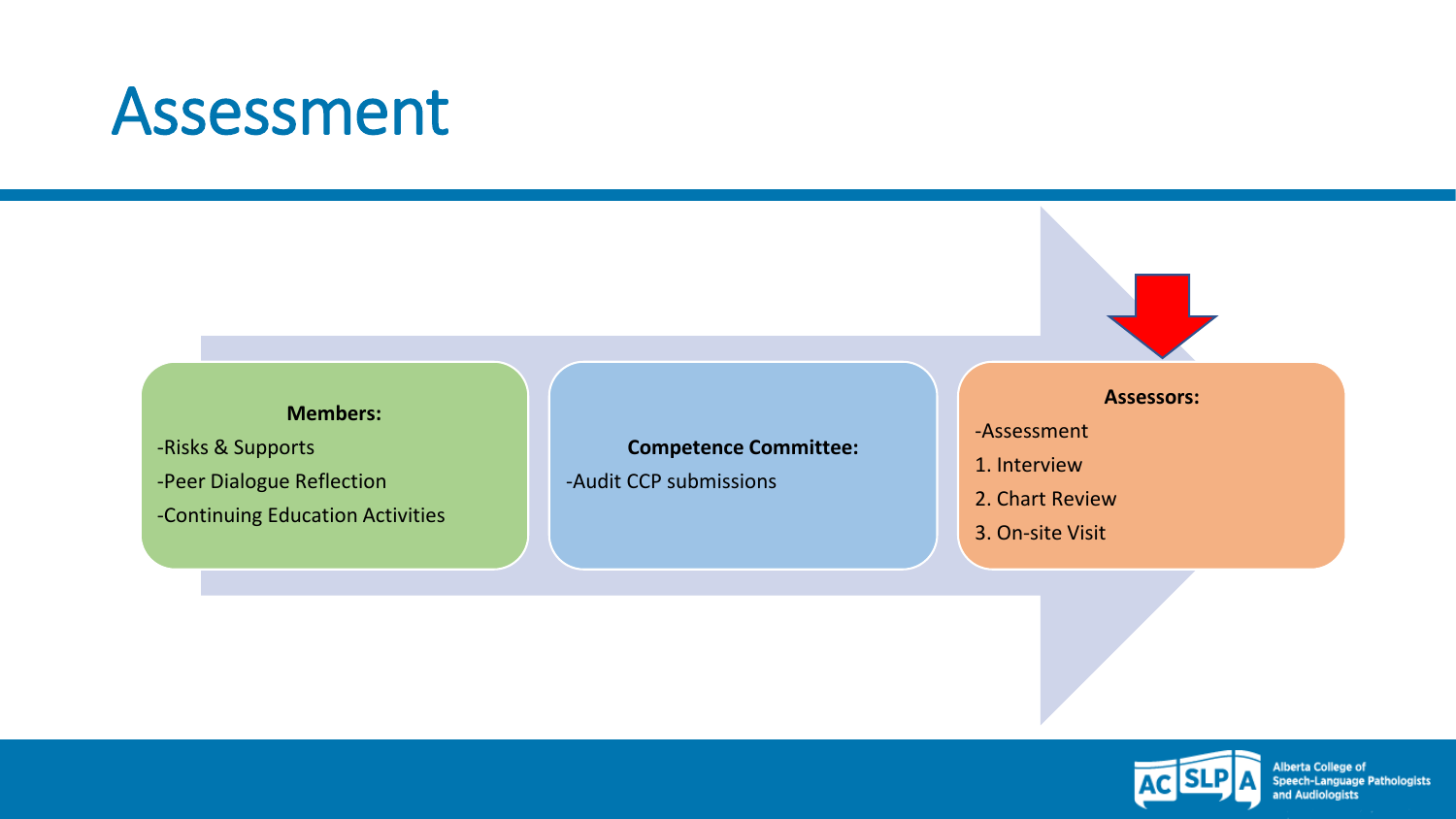# Assessment

**Members:**

-Risks & Supports

-Peer Dialogue Reflection

-Continuing Education Activities

**Competence Committee:**

-Audit CCP submissions

**Assessors:**

-Assessment

1. Interview
2. Chart Review
3. On-site Visit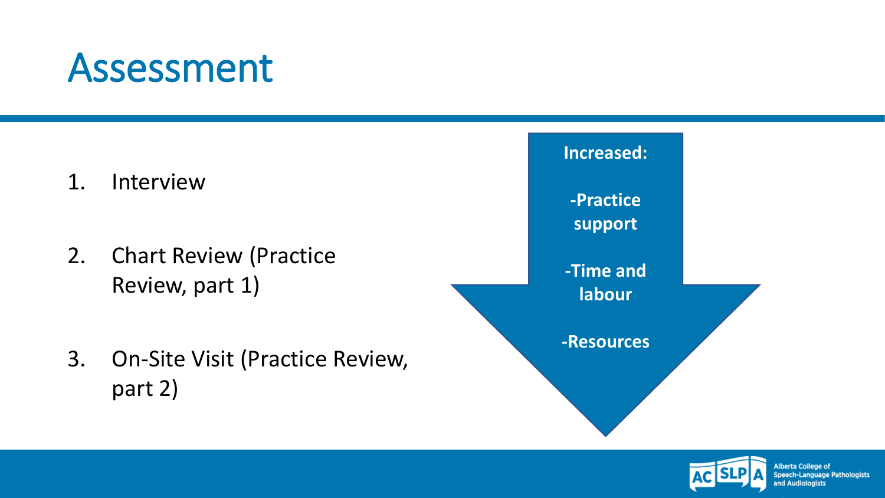# Assessment

1. Interview
2. Chart Review (Practice Review, part 1)
3. On-Site Visit (Practice Review, part 2)

**Increased:**

**-Practice support**

**-Time and labour**

**-Resources**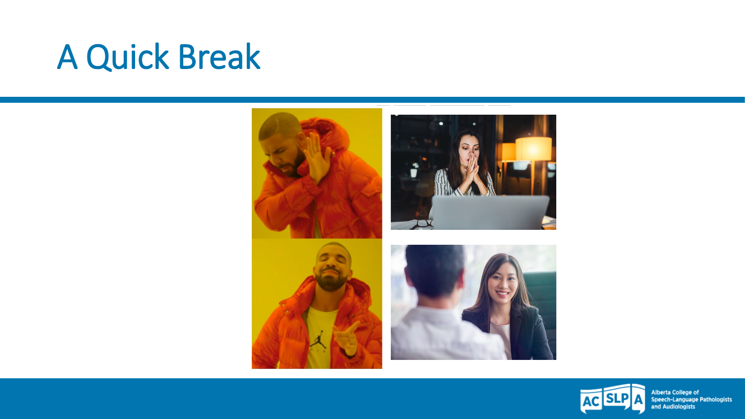# A Quick Break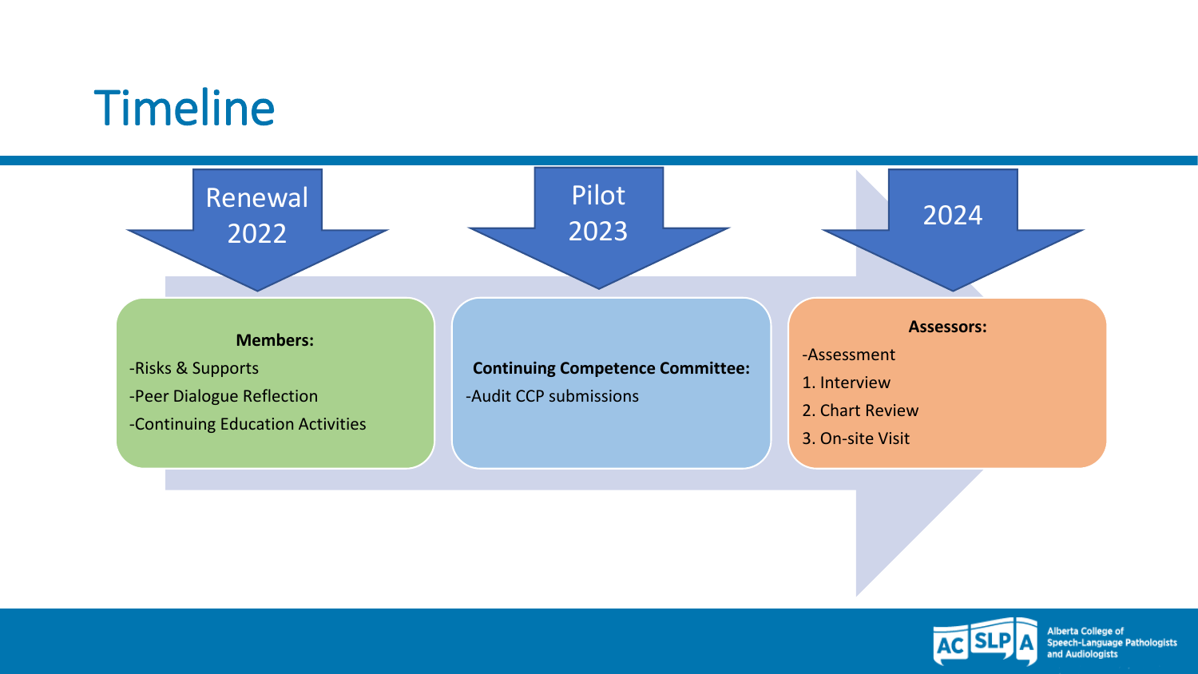# Timeline

**Renewal 2022**

**Members:**

-Risks & Supports

-Peer Dialogue Reflection

-Continuing Education Activities

**Pilot 2023**

**Continuing Competence Committee:**

-Audit CCP submissions

**2024**

**Assessors:**

-Assessment

1. Interview
2. Chart Review
3. On-site Visit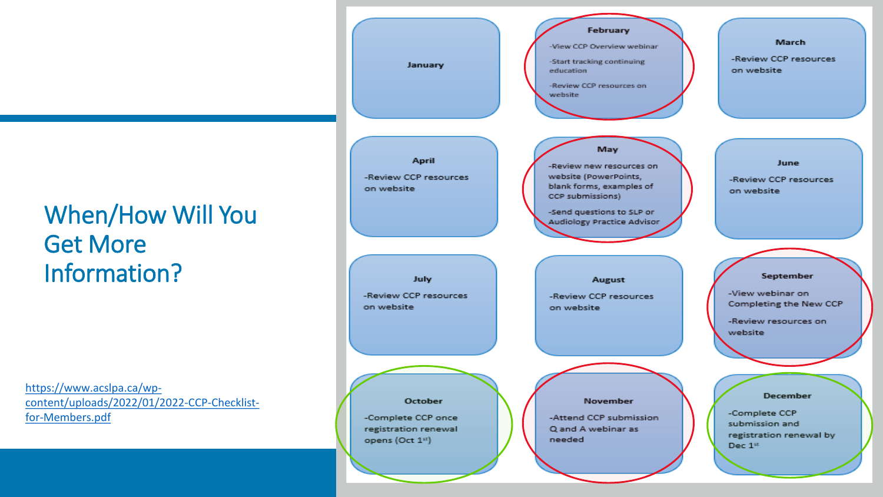# When/How Will You Get More Information?

https://www.acslpa.ca/wp-content/uploads/2022/01/2022-CCP-Checklist-for-Members.pdf

| | | |
|---|---|---|
| **January** | **February**<br>-View CCP Overview webinar<br>-Start tracking continuing education<br>-Review CCP resources on website | **March**<br>-Review CCP resources on website |
| **April**<br>-Review CCP resources on website | **May**<br>-Review new resources on website (PowerPoints, blank forms, examples of CCP submissions)<br>-Send questions to SLP or Audiology Practice Advisor | **June**<br>-Review CCP resources on website |
| **July**<br>-Review CCP resources on website | **August**<br>-Review CCP resources on website | **September**<br>-View webinar on Completing the New CCP<br>-Review resources on website |
| **October**<br>-Complete CCP once registration renewal opens (Oct 1st) | **November**<br>-Attend CCP submission Q and A webinar as needed | **December**<br>-Complete CCP submission and registration renewal by Dec 1st |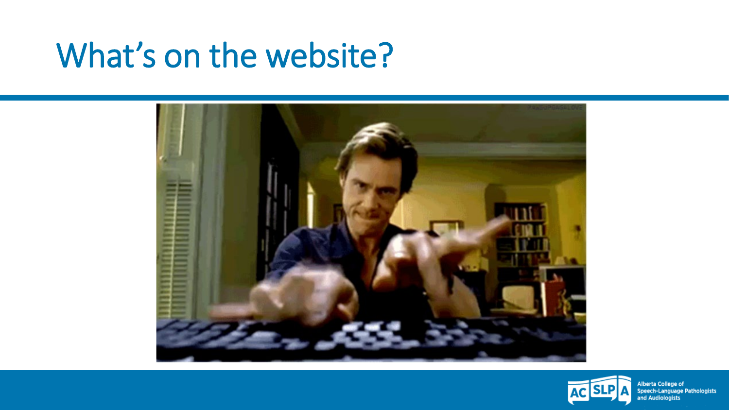# What's on the website?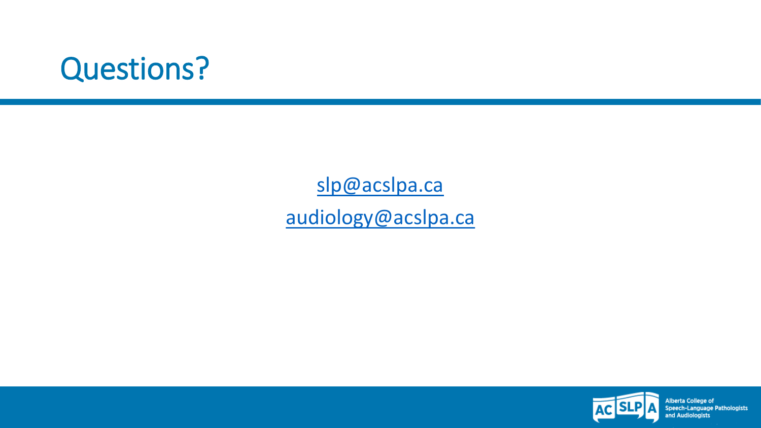# Questions?

slp@acslpa.ca

audiology@acslpa.ca

Alberta College of Speech-Language Pathologists and Audiologists